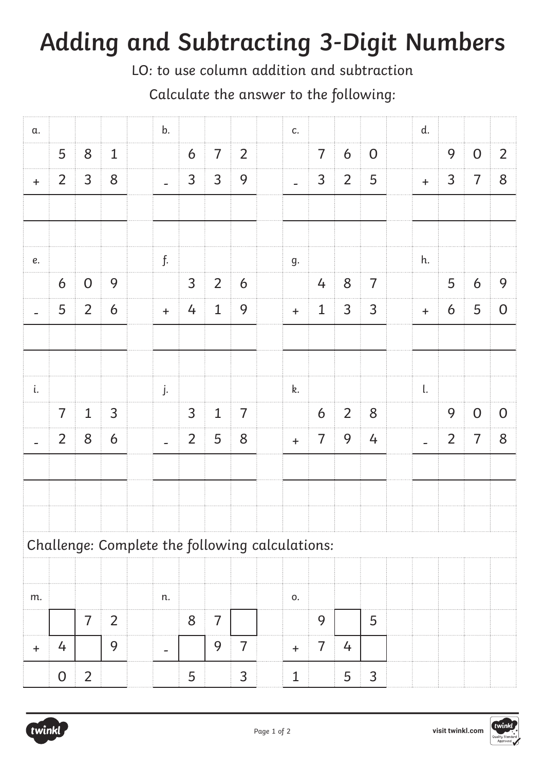// Adding and Subtracting 3-Digit Numbers

# Adding and Subtracting 3-Digit Numbers

LO: to use column addition and subtraction

Calculate the answer to the following:

a.
```
  5 8 1
+ 2 3 8
-------
```

b.
```
  6 7 2
- 3 3 9
-------
```

c.
```
  7 6 0
- 3 2 5
-------
```

d.
```
  9 0 2
+ 3 7 8
-------
```

e.
```
  6 0 9
- 5 2 6
-------
```

f.
```
  3 2 6
+ 4 1 9
-------
```

g.
```
  4 8 7
+ 1 3 3
-------
```

h.
```
  5 6 9
+ 6 5 0
-------
```

i.
```
  7 1 3
- 2 8 6
-------
```

j.
```
  3 1 7
- 2 5 8
-------
```

k.
```
  6 2 8
+ 7 9 4
-------
```

l.
```
  9 0 0
- 2 7 8
-------
```

Challenge: Complete the following calculations:

m.
```
  □ 7 2
+ 4 □ 9
-------
  0 2 □
```

n.
```
  8 7 □
- □ 9 7
-------
  5 □ 3
```

o.
```
    9 □ 5
+   7 4 □
---------
  1 □ 5 3
```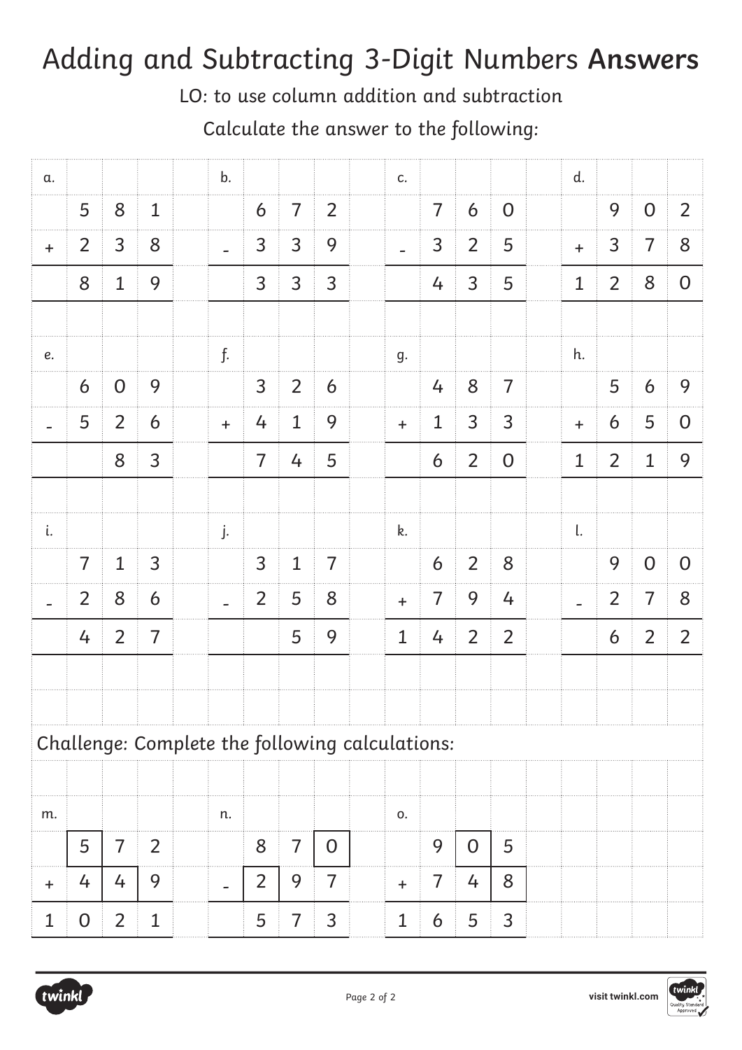# Adding and Subtracting 3-Digit Numbers **Answers**

*LO: to use column addition and subtraction*

*Calculate the answer to the following:*

a.
```
   5 8 1
 + 2 3 8
 -------
   8 1 9
```

b.
```
   6 7 2
 - 3 3 9
 -------
   3 3 3
```

c.
```
   7 6 0
 - 3 2 5
 -------
   4 3 5
```

d.
```
   9 0 2
 + 3 7 8
 -------
 1 2 8 0
```

e.
```
   6 0 9
 - 5 2 6
 -------
     8 3
```

f.
```
   3 2 6
 + 4 1 9
 -------
   7 4 5
```

g.
```
   4 8 7
 + 1 3 3
 -------
   6 2 0
```

h.
```
   5 6 9
 + 6 5 0
 -------
 1 2 1 9
```

i.
```
   7 1 3
 - 2 8 6
 -------
   4 2 7
```

j.
```
   3 1 7
 - 2 5 8
 -------
     5 9
```

k.
```
   6 2 8
 + 7 9 4
 -------
 1 4 2 2
```

l.
```
   9 0 0
 - 2 7 8
 -------
   6 2 2
```

Challenge: Complete the following calculations:

m.
```
   5 7 2
 + 4 4 9
 -------
 1 0 2 1
```

n.
```
   8 7 0
 - 2 9 7
 -------
   5 7 3
```

o.
```
   9 0 5
 + 7 4 8
 -------
 1 6 5 3
```